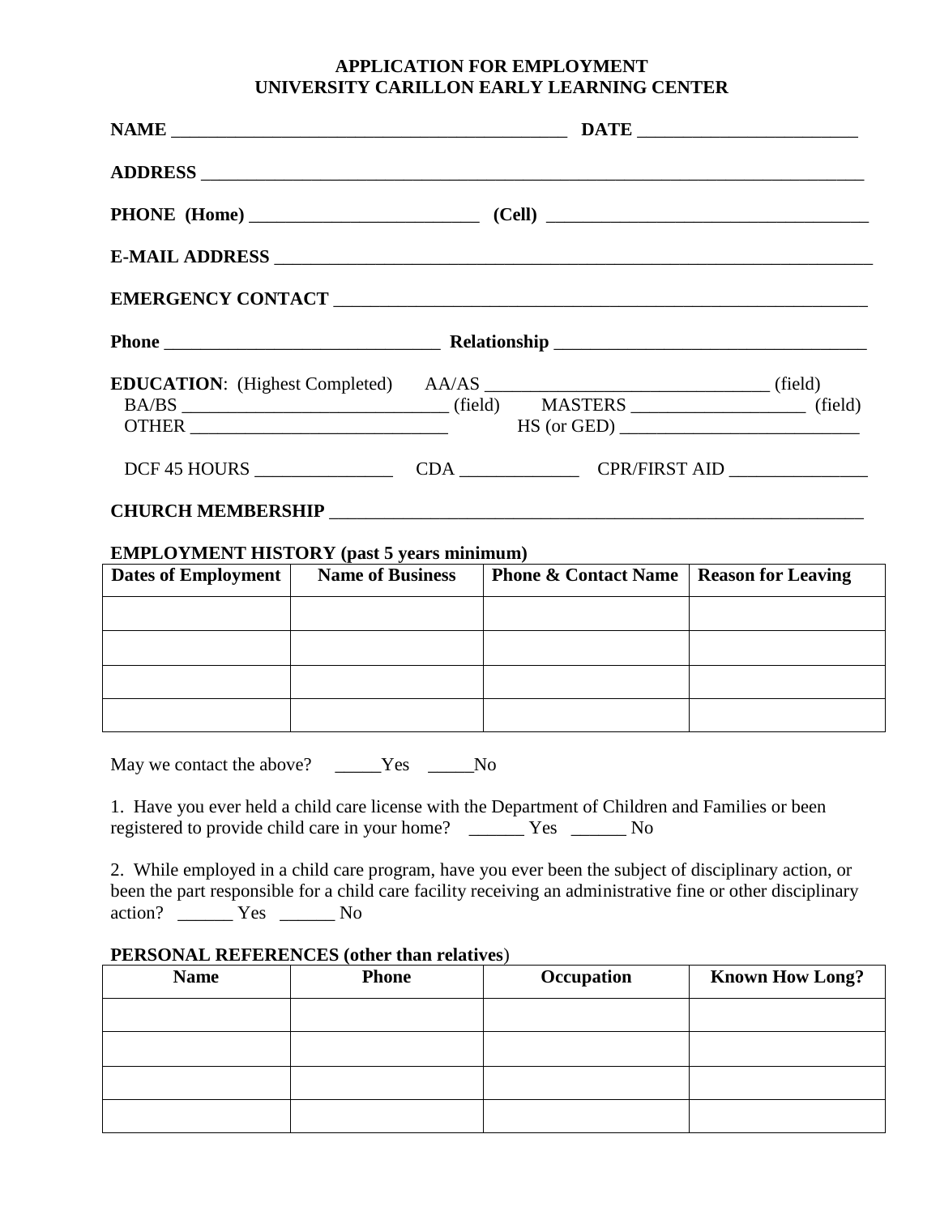**APPLICATION FOR EMPLOYMENT**
**UNIVERSITY CARILLON EARLY LEARNING CENTER**

**NAME** ____________________________________________ **DATE** ________________________

**ADDRESS** ___________________________________________________________________________

**PHONE (Home)** _________________________ **(Cell)** ___________________________________

**E-MAIL ADDRESS** ____________________________________________________________________

**EMERGENCY CONTACT** ________________________________________________________

**Phone** ______________________________ **Relationship** __________________________________

**EDUCATION**: (Highest Completed) AA/AS _______________________________ (field)
BA/BS _____________________________ (field) MASTERS ___________________ (field)
OTHER _____________________________ HS (or GED) ___________________________

DCF 45 HOURS _______________ CDA _____________ CPR/FIRST AID _______________

**CHURCH MEMBERSHIP** _____________________________________________________________

**EMPLOYMENT HISTORY (past 5 years minimum)**

| Dates of Employment | Name of Business | Phone & Contact Name | Reason for Leaving |
|---|---|---|---|
| | | | |
| | | | |
| | | | |
| | | | |

May we contact the above? _____Yes _____No

1. Have you ever held a child care license with the Department of Children and Families or been registered to provide child care in your home? ______ Yes ______ No

2. While employed in a child care program, have you ever been the subject of disciplinary action, or been the part responsible for a child care facility receiving an administrative fine or other disciplinary action? ______ Yes ______ No

**PERSONAL REFERENCES (other than relatives)**

| Name | Phone | Occupation | Known How Long? |
|---|---|---|---|
| | | | |
| | | | |
| | | | |
| | | | |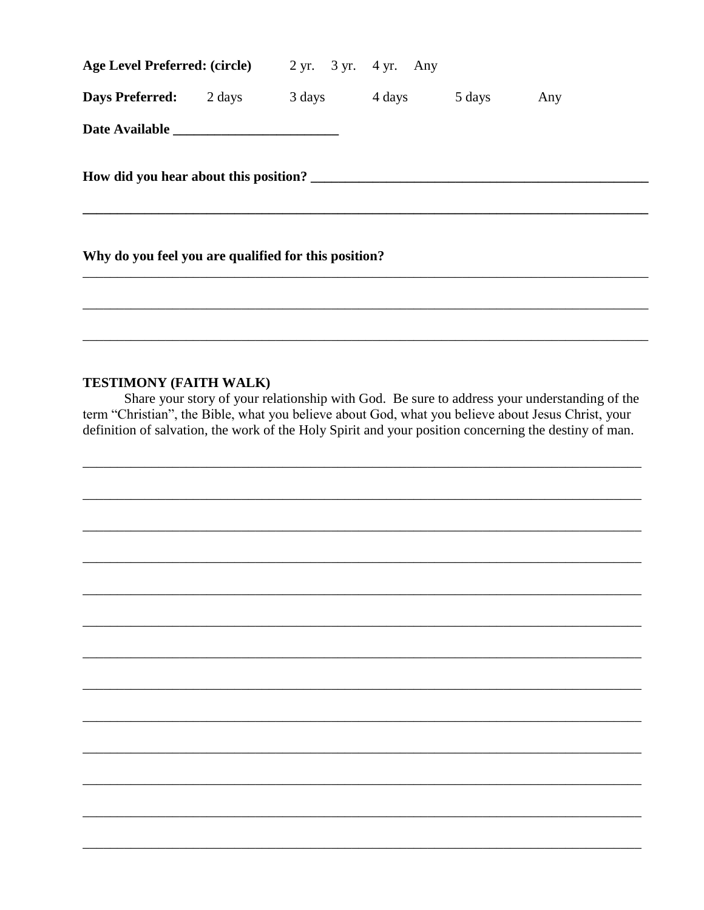**Age Level Preferred: (circle)** 2 yr. 3 yr. 4 yr. Any

**Days Preferred:** 2 days 3 days 4 days 5 days Any

**Date Available** ________________________

**How did you hear about this position?** ________________________________________________

________________________________________________________________________________

**Why do you feel you are qualified for this position?**

________________________________________________________________________________

________________________________________________________________________________

________________________________________________________________________________

**TESTIMONY (FAITH WALK)**

Share your story of your relationship with God. Be sure to address your understanding of the term "Christian", the Bible, what you believe about God, what you believe about Jesus Christ, your definition of salvation, the work of the Holy Spirit and your position concerning the destiny of man.

________________________________________________________________________________

________________________________________________________________________________

________________________________________________________________________________

________________________________________________________________________________

________________________________________________________________________________

________________________________________________________________________________

________________________________________________________________________________

________________________________________________________________________________

________________________________________________________________________________

________________________________________________________________________________

________________________________________________________________________________

________________________________________________________________________________

________________________________________________________________________________